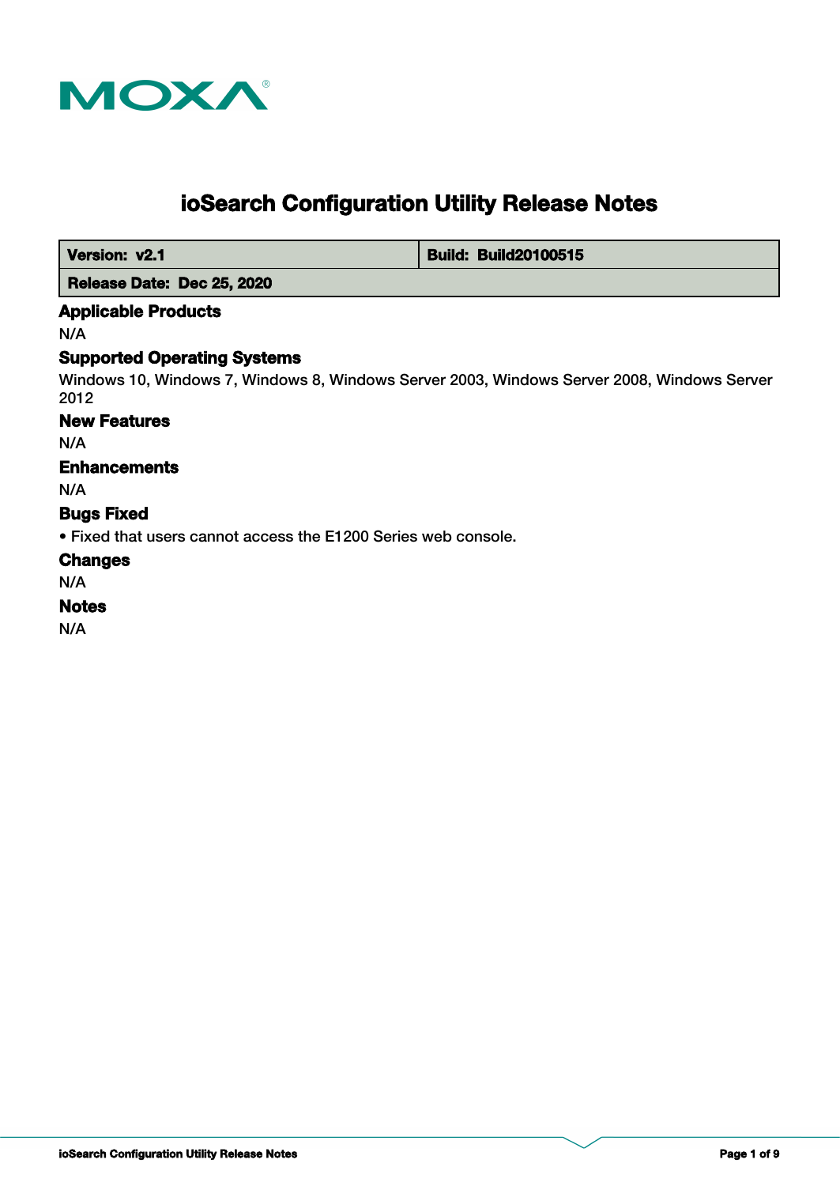# ioSearch Configuration Utility Release Notes

| Version: v2.1 | Build: Build20100515 |
| --- | --- |
| Release Date: Dec 25, 2020 | |

### Applicable Products

N/A

### Supported Operating Systems

Windows 10, Windows 7, Windows 8, Windows Server 2003, Windows Server 2008, Windows Server 2012

### New Features

N/A

### Enhancements

N/A

### Bugs Fixed

- Fixed that users cannot access the E1200 Series web console.

### Changes

N/A

### Notes

N/A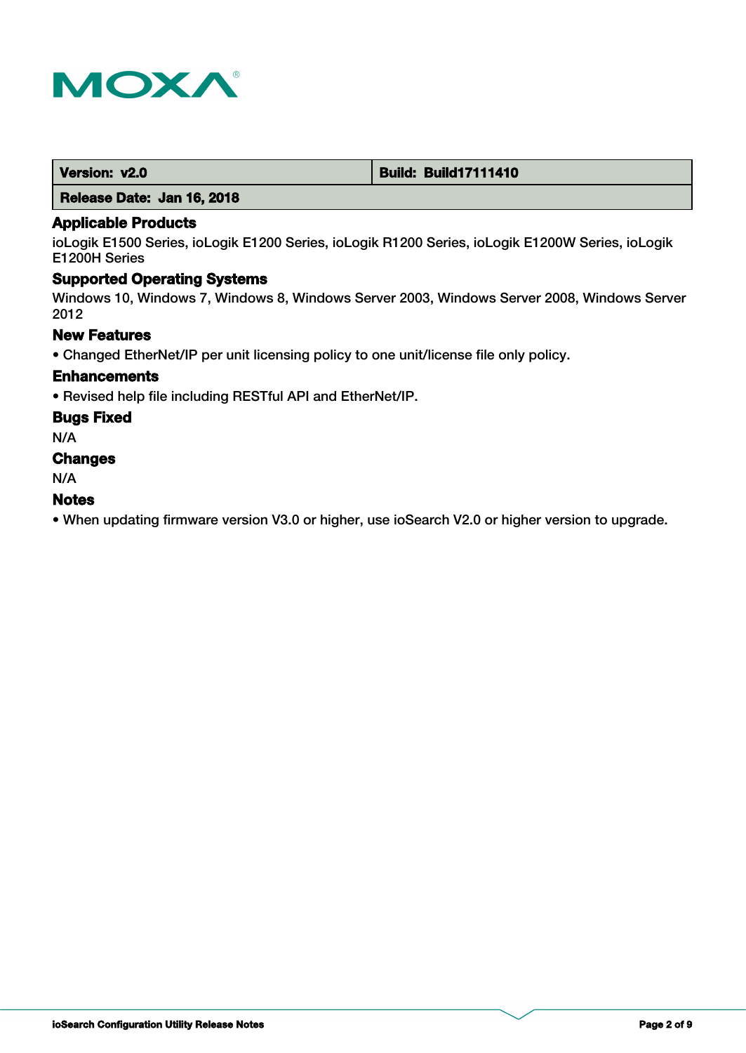| Version: v2.0 | Build: Build17111410 |
| --- | --- |
| Release Date: Jan 16, 2018 | |

## Applicable Products

ioLogik E1500 Series, ioLogik E1200 Series, ioLogik R1200 Series, ioLogik E1200W Series, ioLogik E1200H Series

## Supported Operating Systems

Windows 10, Windows 7, Windows 8, Windows Server 2003, Windows Server 2008, Windows Server 2012

## New Features

- Changed EtherNet/IP per unit licensing policy to one unit/license file only policy.

## Enhancements

- Revised help file including RESTful API and EtherNet/IP.

## Bugs Fixed

N/A

## Changes

N/A

## Notes

- When updating firmware version V3.0 or higher, use ioSearch V2.0 or higher version to upgrade.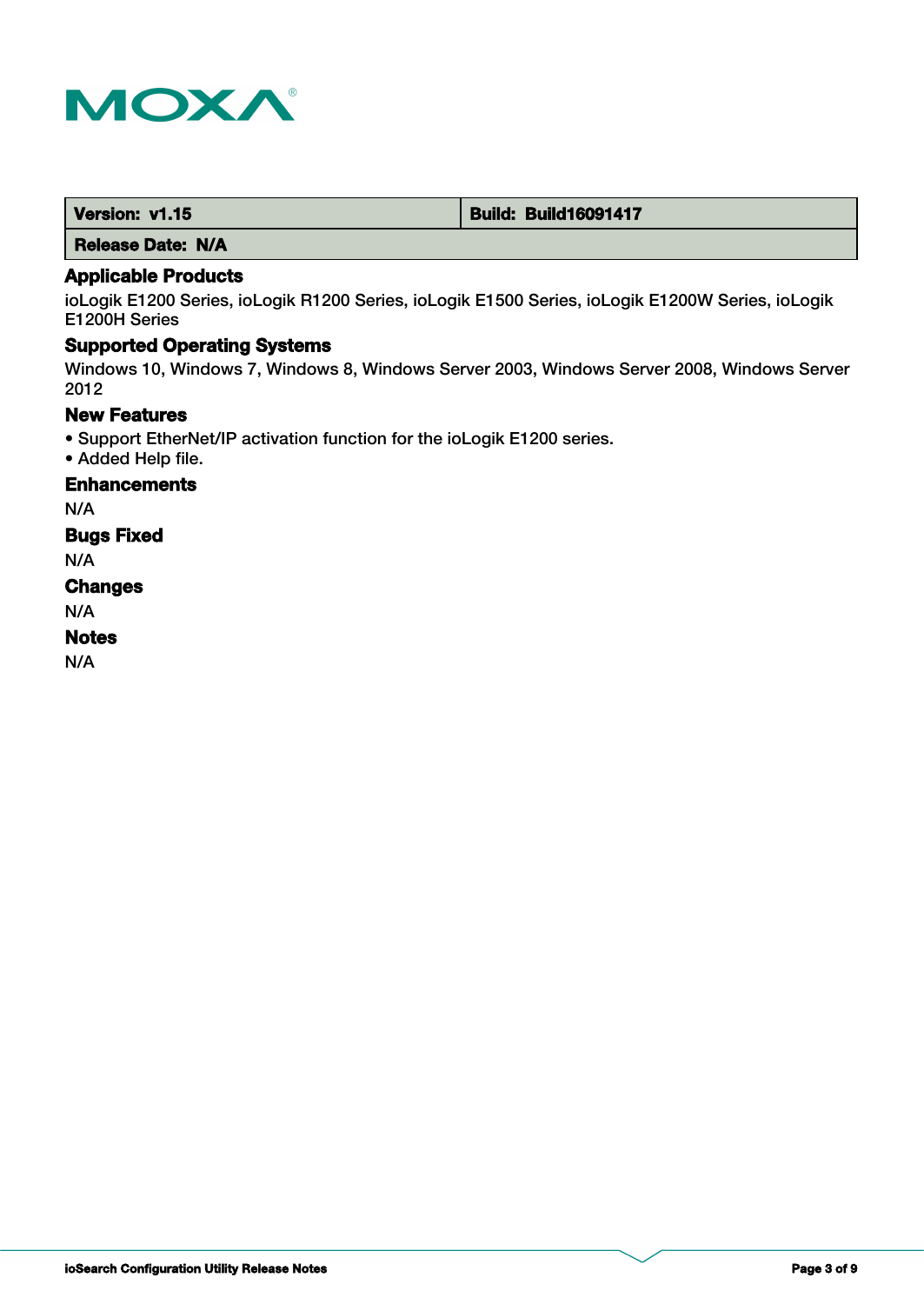| Version: v1.15 | Build: Build16091417 |
| --- | --- |
| Release Date: N/A | |

## Applicable Products

ioLogik E1200 Series, ioLogik R1200 Series, ioLogik E1500 Series, ioLogik E1200W Series, ioLogik E1200H Series

## Supported Operating Systems

Windows 10, Windows 7, Windows 8, Windows Server 2003, Windows Server 2008, Windows Server 2012

## New Features

- Support EtherNet/IP activation function for the ioLogik E1200 series.
- Added Help file.

## Enhancements

N/A

## Bugs Fixed

N/A

## Changes

N/A

## Notes

N/A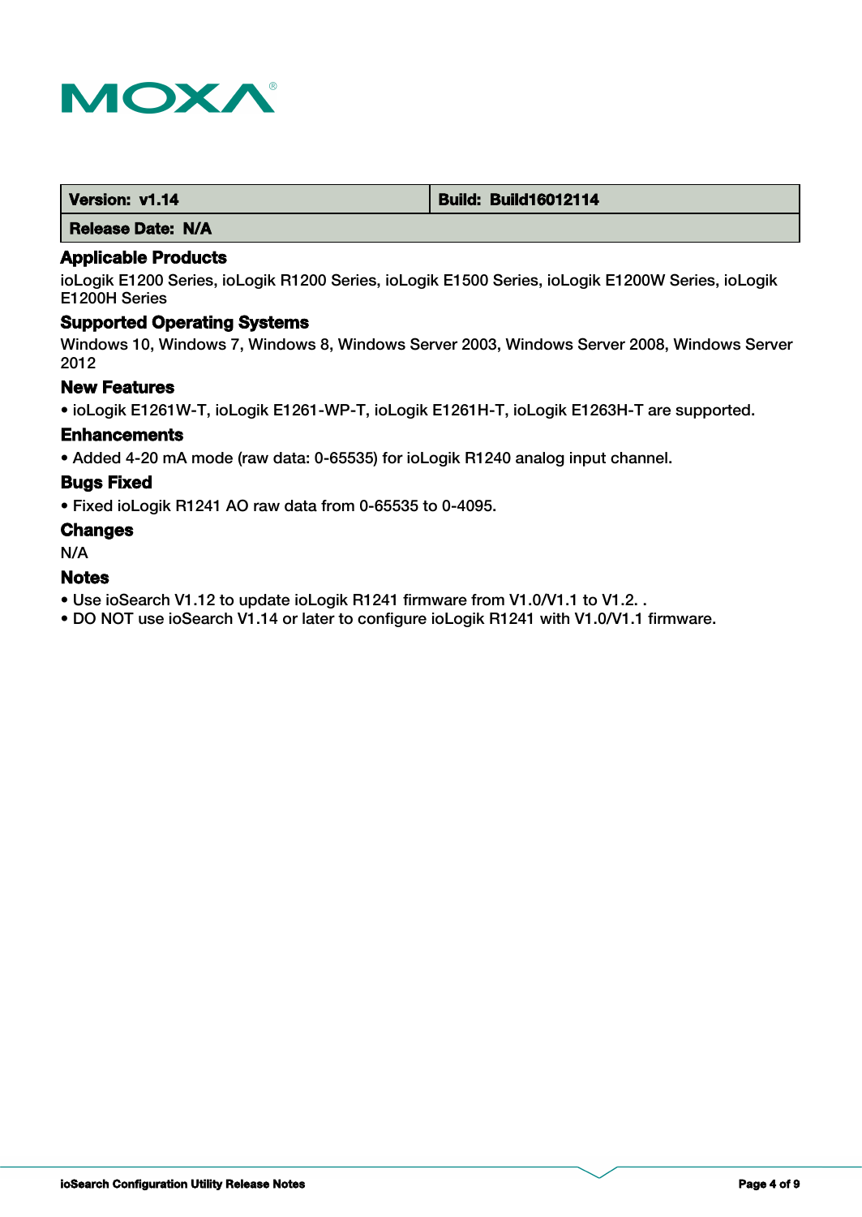| Version: v1.14 | Build: Build16012114 |
| --- | --- |
| Release Date: N/A | |

### Applicable Products

ioLogik E1200 Series, ioLogik R1200 Series, ioLogik E1500 Series, ioLogik E1200W Series, ioLogik E1200H Series

### Supported Operating Systems

Windows 10, Windows 7, Windows 8, Windows Server 2003, Windows Server 2008, Windows Server 2012

### New Features

- ioLogik E1261W-T, ioLogik E1261-WP-T, ioLogik E1261H-T, ioLogik E1263H-T are supported.

### Enhancements

- Added 4-20 mA mode (raw data: 0-65535) for ioLogik R1240 analog input channel.

### Bugs Fixed

- Fixed ioLogik R1241 AO raw data from 0-65535 to 0-4095.

### Changes

N/A

### Notes

- Use ioSearch V1.12 to update ioLogik R1241 firmware from V1.0/V1.1 to V1.2. .
- DO NOT use ioSearch V1.14 or later to configure ioLogik R1241 with V1.0/V1.1 firmware.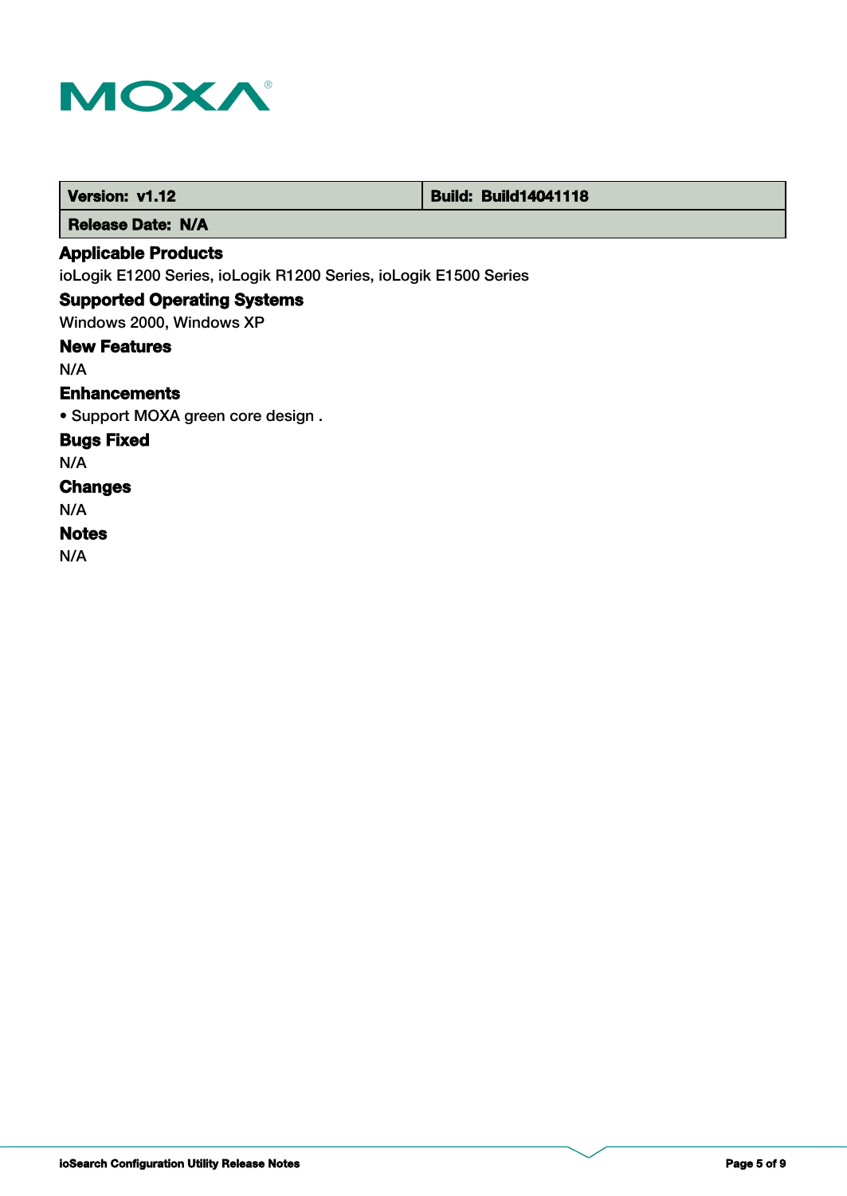| Version: v1.12 | Build: Build14041118 |
| --- | --- |
| Release Date: N/A | |

### Applicable Products

ioLogik E1200 Series, ioLogik R1200 Series, ioLogik E1500 Series

### Supported Operating Systems

Windows 2000, Windows XP

### New Features

N/A

### Enhancements

- Support MOXA green core design .

### Bugs Fixed

N/A

### Changes

N/A

### Notes

N/A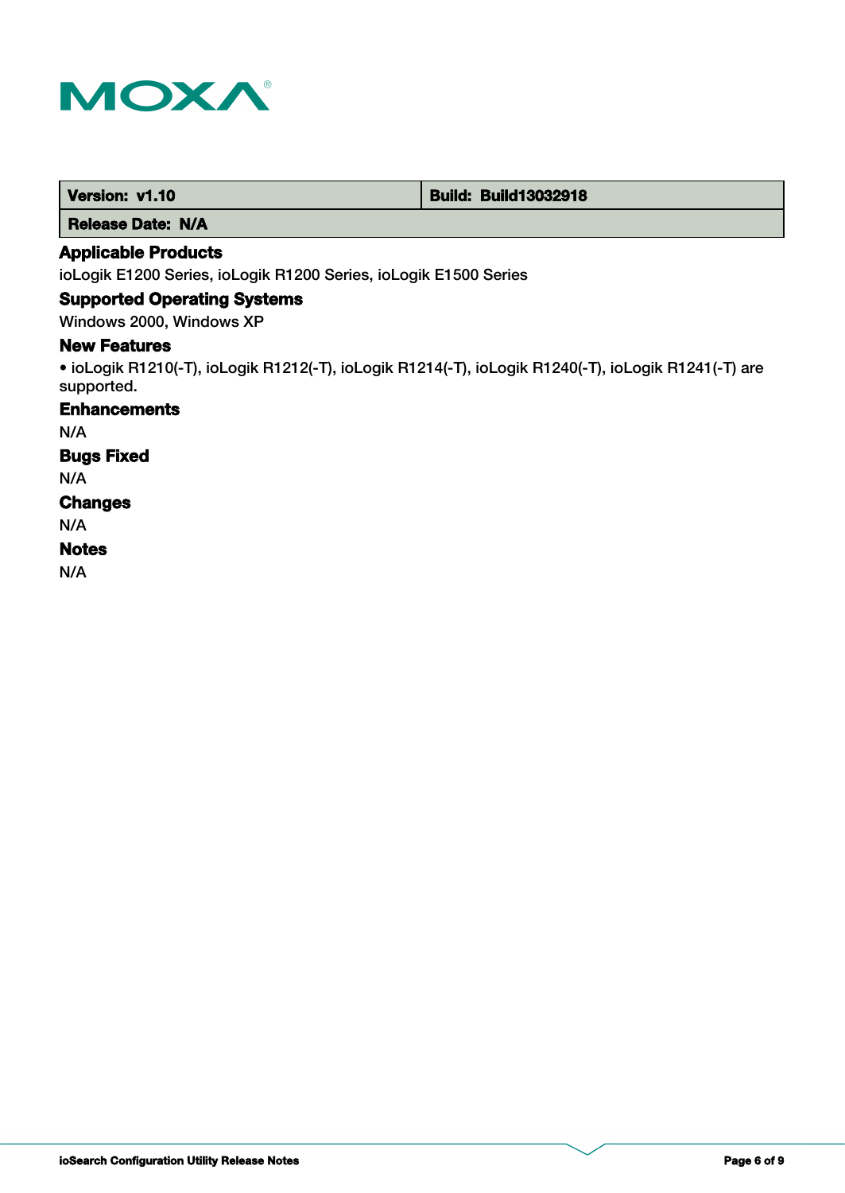| Version: v1.10 | Build: Build13032918 |
| --- | --- |
| Release Date: N/A | |

### Applicable Products

ioLogik E1200 Series, ioLogik R1200 Series, ioLogik E1500 Series

### Supported Operating Systems

Windows 2000, Windows XP

### New Features

• ioLogik R1210(-T), ioLogik R1212(-T), ioLogik R1214(-T), ioLogik R1240(-T), ioLogik R1241(-T) are supported.

### Enhancements

N/A

### Bugs Fixed

N/A

### Changes

N/A

### Notes

N/A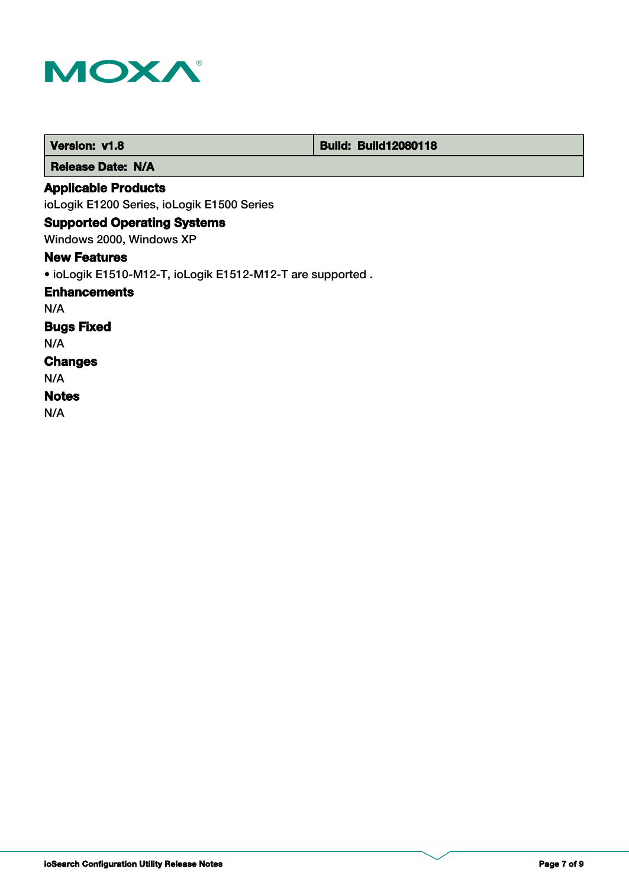| Version: v1.8 | Build: Build12080118 |
| --- | --- |
| Release Date: N/A | |

### Applicable Products

ioLogik E1200 Series, ioLogik E1500 Series

### Supported Operating Systems

Windows 2000, Windows XP

### New Features

- ioLogik E1510-M12-T, ioLogik E1512-M12-T are supported .

### Enhancements

N/A

### Bugs Fixed

N/A

### Changes

N/A

### Notes

N/A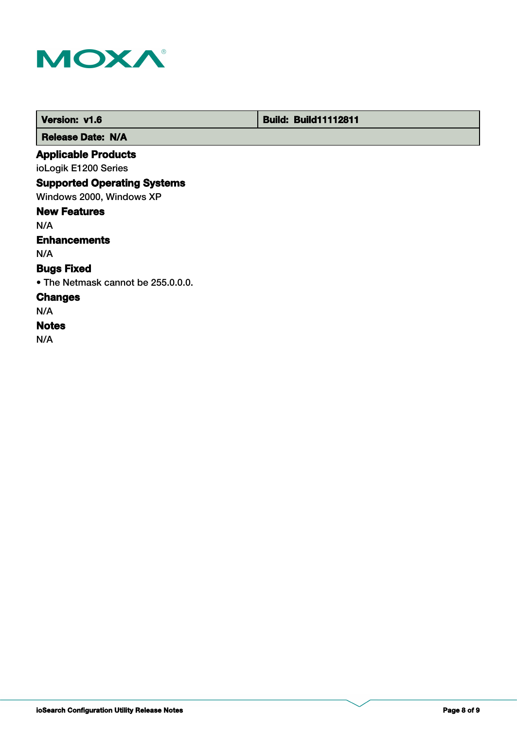| Version: v1.6 | Build: Build11112811 |
| --- | --- |
| Release Date: N/A | |

### Applicable Products

ioLogik E1200 Series

### Supported Operating Systems

Windows 2000, Windows XP

### New Features

N/A

### Enhancements

N/A

### Bugs Fixed

• The Netmask cannot be 255.0.0.0.

### Changes

N/A

### Notes

N/A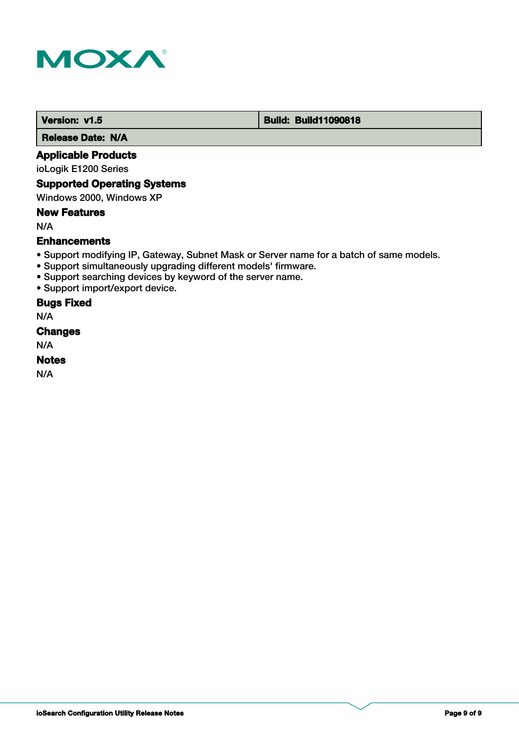| Version: v1.5 | Build: Build11090818 |
| --- | --- |
| Release Date: N/A | |

### Applicable Products

ioLogik E1200 Series

### Supported Operating Systems

Windows 2000, Windows XP

### New Features

N/A

### Enhancements

- Support modifying IP, Gateway, Subnet Mask or Server name for a batch of same models.
- Support simultaneously upgrading different models' firmware.
- Support searching devices by keyword of the server name.
- Support import/export device.

### Bugs Fixed

N/A

### Changes

N/A

### Notes

N/A